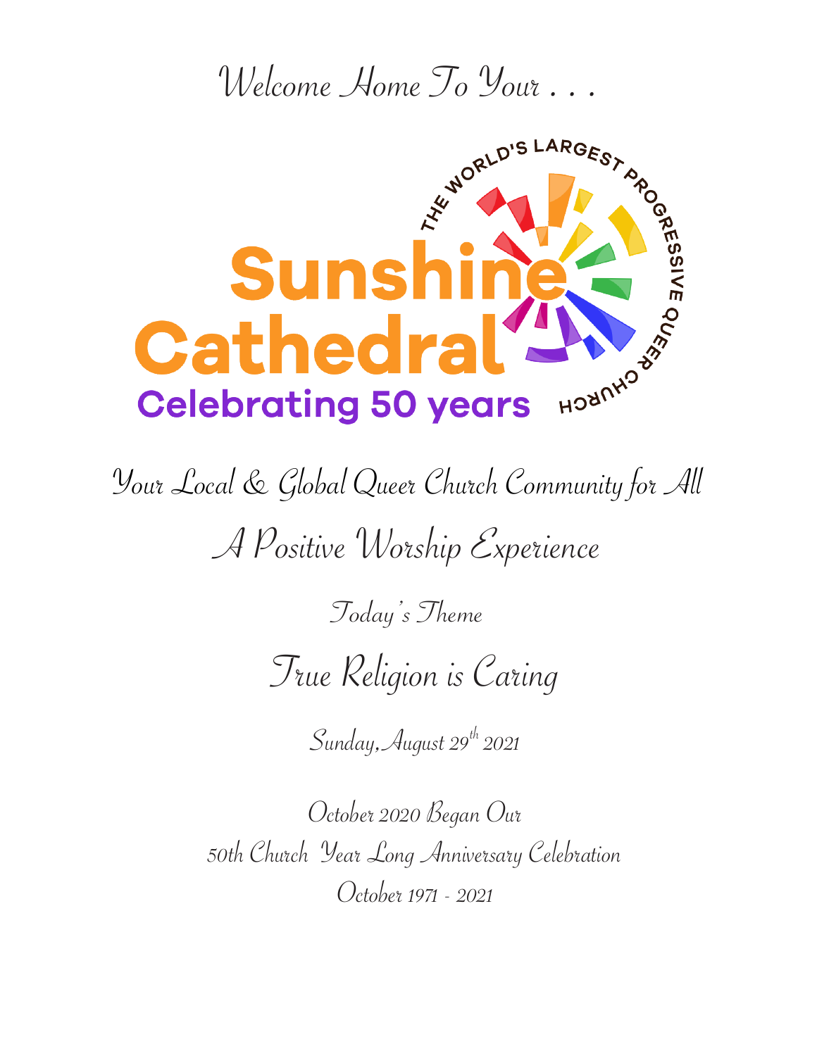Welcome Home To Your . . .

THE WORLD'S LARGEST PROGRESSIVE QUEER CHURCH

# Sunshine Cathedral

**Celebrating 50 years**

## Your Local & Global Queer Church Community for All

## A Positive Worship Experience

Today's Theme

## True Religion is Caring

Sunday, August 29th 2021

October 2020 Began Our
50th Church Year Long Anniversary Celebration
October 1971 - 2021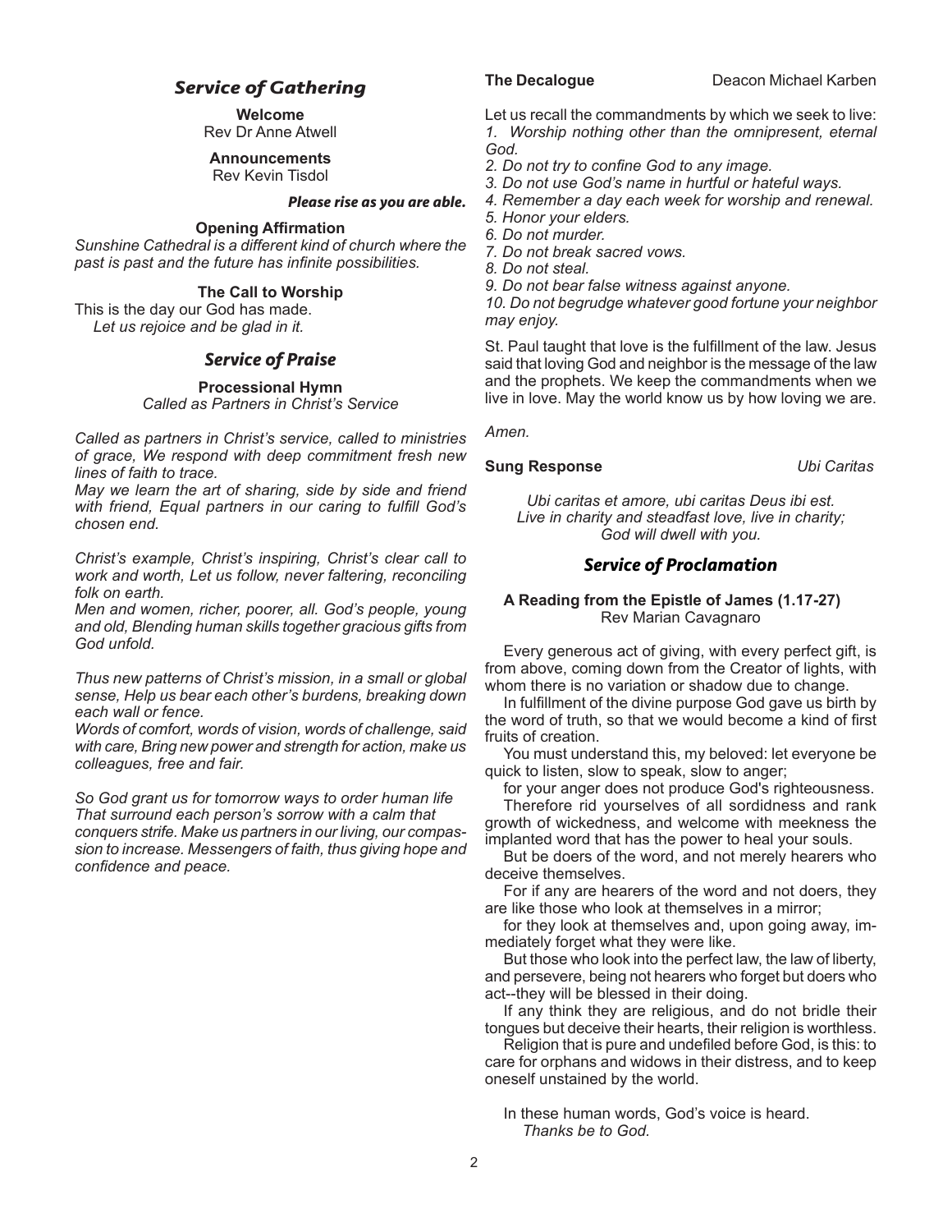## Service of Gathering

**Welcome**
Rev Dr Anne Atwell

**Announcements**
Rev Kevin Tisdol

***Please rise as you are able.***

**Opening Affirmation**

*Sunshine Cathedral is a different kind of church where the past is past and the future has infinite possibilities.*

**The Call to Worship**

This is the day our God has made.
*Let us rejoice and be glad in it.*

## Service of Praise

**Processional Hymn**
*Called as Partners in Christ's Service*

*Called as partners in Christ's service, called to ministries of grace, We respond with deep commitment fresh new lines of faith to trace.*
*May we learn the art of sharing, side by side and friend with friend, Equal partners in our caring to fulfill God's chosen end.*

*Christ's example, Christ's inspiring, Christ's clear call to work and worth, Let us follow, never faltering, reconciling folk on earth.*
*Men and women, richer, poorer, all. God's people, young and old, Blending human skills together gracious gifts from God unfold.*

*Thus new patterns of Christ's mission, in a small or global sense, Help us bear each other's burdens, breaking down each wall or fence.*
*Words of comfort, words of vision, words of challenge, said with care, Bring new power and strength for action, make us colleagues, free and fair.*

*So God grant us for tomorrow ways to order human life That surround each person's sorrow with a calm that conquers strife. Make us partners in our living, our compassion to increase. Messengers of faith, thus giving hope and confidence and peace.*

**The Decalogue** — Deacon Michael Karben

Let us recall the commandments by which we seek to live:
*1. Worship nothing other than the omnipresent, eternal God.*
*2. Do not try to confine God to any image.*
*3. Do not use God's name in hurtful or hateful ways.*
*4. Remember a day each week for worship and renewal.*
*5. Honor your elders.*
*6. Do not murder.*
*7. Do not break sacred vows.*
*8. Do not steal.*
*9. Do not bear false witness against anyone.*
*10. Do not begrudge whatever good fortune your neighbor may enjoy.*

St. Paul taught that love is the fulfillment of the law. Jesus said that loving God and neighbor is the message of the law and the prophets. We keep the commandments when we live in love. May the world know us by how loving we are.

*Amen.*

**Sung Response** — *Ubi Caritas*

*Ubi caritas et amore, ubi caritas Deus ibi est.*
*Live in charity and steadfast love, live in charity;*
*God will dwell with you.*

## Service of Proclamation

**A Reading from the Epistle of James (1.17-27)**
Rev Marian Cavagnaro

Every generous act of giving, with every perfect gift, is from above, coming down from the Creator of lights, with whom there is no variation or shadow due to change.

In fulfillment of the divine purpose God gave us birth by the word of truth, so that we would become a kind of first fruits of creation.

You must understand this, my beloved: let everyone be quick to listen, slow to speak, slow to anger;

for your anger does not produce God's righteousness.

Therefore rid yourselves of all sordidness and rank growth of wickedness, and welcome with meekness the implanted word that has the power to heal your souls.

But be doers of the word, and not merely hearers who deceive themselves.

For if any are hearers of the word and not doers, they are like those who look at themselves in a mirror;

for they look at themselves and, upon going away, immediately forget what they were like.

But those who look into the perfect law, the law of liberty, and persevere, being not hearers who forget but doers who act--they will be blessed in their doing.

If any think they are religious, and do not bridle their tongues but deceive their hearts, their religion is worthless.

Religion that is pure and undefiled before God, is this: to care for orphans and widows in their distress, and to keep oneself unstained by the world.

In these human words, God's voice is heard.
*Thanks be to God.*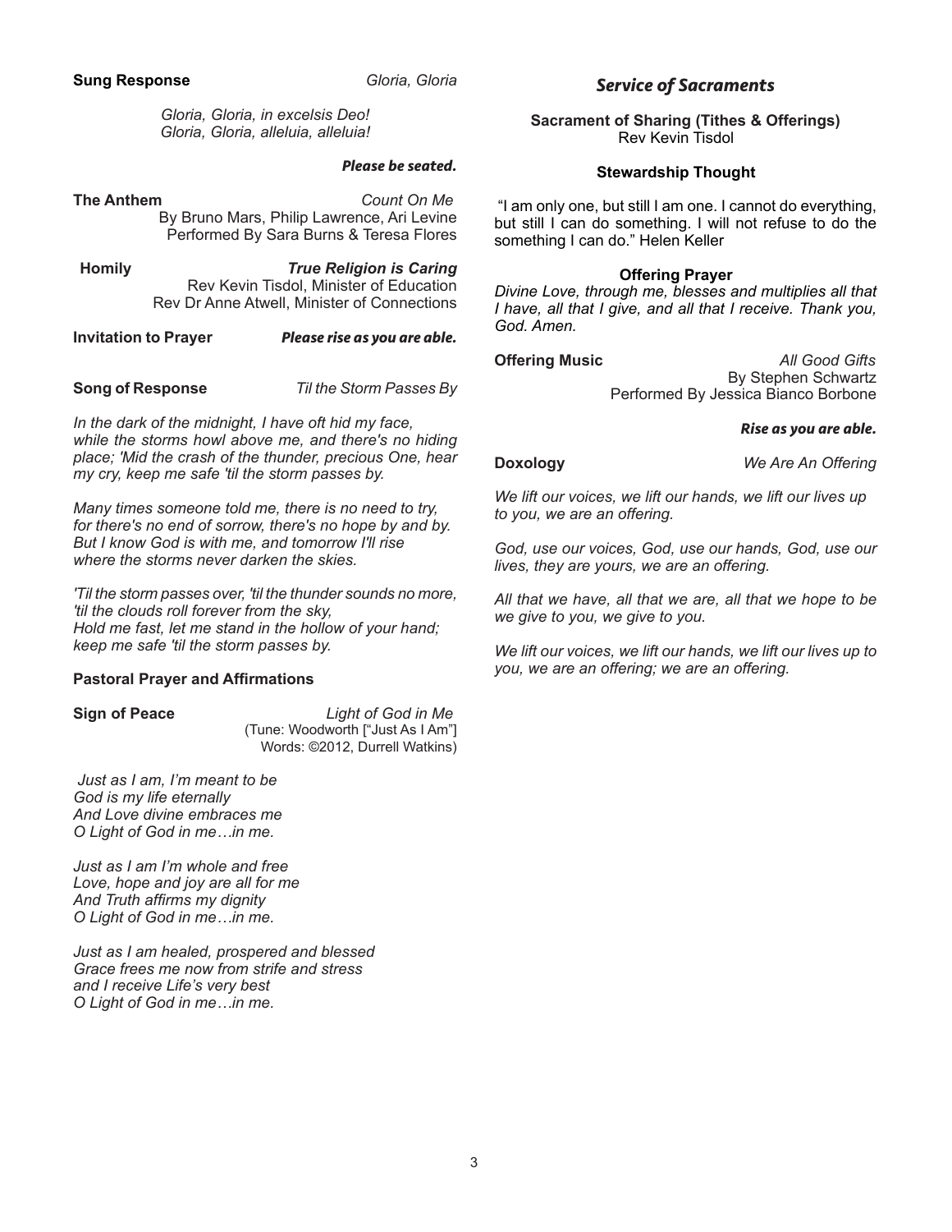**Sung Response** *Gloria, Gloria*

*Gloria, Gloria, in excelsis Deo!*
*Gloria, Gloria, alleluia, alleluia!*

***Please be seated.***

**The Anthem** *Count On Me*
By Bruno Mars, Philip Lawrence, Ari Levine
Performed By Sara Burns & Teresa Flores

**Homily** ***True Religion is Caring***
Rev Kevin Tisdol, Minister of Education
Rev Dr Anne Atwell, Minister of Connections

**Invitation to Prayer** ***Please rise as you are able.***

**Song of Response** *Til the Storm Passes By*

*In the dark of the midnight, I have oft hid my face, while the storms howl above me, and there's no hiding place; 'Mid the crash of the thunder, precious One, hear my cry, keep me safe 'til the storm passes by.*

*Many times someone told me, there is no need to try, for there's no end of sorrow, there's no hope by and by. But I know God is with me, and tomorrow I'll rise where the storms never darken the skies.*

*'Til the storm passes over, 'til the thunder sounds no more, 'til the clouds roll forever from the sky,*
*Hold me fast, let me stand in the hollow of your hand;*
*keep me safe 'til the storm passes by.*

**Pastoral Prayer and Affirmations**

**Sign of Peace** *Light of God in Me*
(Tune: Woodworth ["Just As I Am"]
Words: ©2012, Durrell Watkins)

*Just as I am, I'm meant to be*
*God is my life eternally*
*And Love divine embraces me*
*O Light of God in me…in me.*

*Just as I am I'm whole and free*
*Love, hope and joy are all for me*
*And Truth affirms my dignity*
*O Light of God in me…in me.*

*Just as I am healed, prospered and blessed*
*Grace frees me now from strife and stress*
*and I receive Life's very best*
*O Light of God in me…in me.*

## *Service of Sacraments*

**Sacrament of Sharing (Tithes & Offerings)**
Rev Kevin Tisdol

**Stewardship Thought**

"I am only one, but still I am one. I cannot do everything, but still I can do something. I will not refuse to do the something I can do." Helen Keller

**Offering Prayer**

*Divine Love, through me, blesses and multiplies all that I have, all that I give, and all that I receive. Thank you, God. Amen.*

**Offering Music** *All Good Gifts*
By Stephen Schwartz
Performed By Jessica Bianco Borbone

***Rise as you are able.***

**Doxology** *We Are An Offering*

*We lift our voices, we lift our hands, we lift our lives up to you, we are an offering.*

*God, use our voices, God, use our hands, God, use our lives, they are yours, we are an offering.*

*All that we have, all that we are, all that we hope to be we give to you, we give to you.*

*We lift our voices, we lift our hands, we lift our lives up to you, we are an offering; we are an offering.*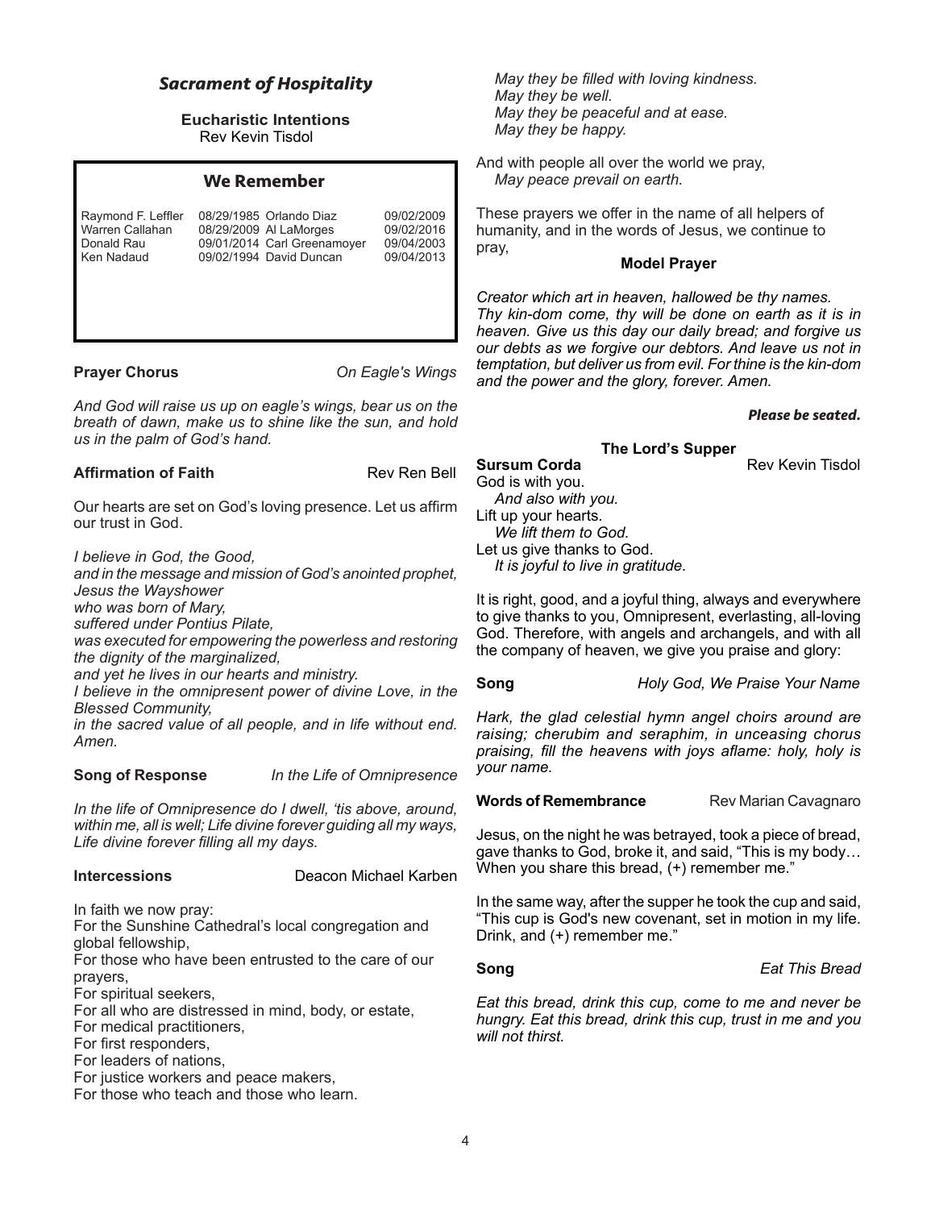## *Sacrament of Hospitality*

**Eucharistic Intentions**
Rev Kevin Tisdol

### We Remember

| | | | |
|---|---|---|---|
| Raymond F. Leffler | 08/29/1985 | Orlando Diaz | 09/02/2009 |
| Warren Callahan | 08/29/2009 | Al LaMorges | 09/02/2016 |
| Donald Rau | 09/01/2014 | Carl Greenamoyer | 09/04/2003 |
| Ken Nadaud | 09/02/1994 | David Duncan | 09/04/2013 |

**Prayer Chorus** *On Eagle's Wings*

*And God will raise us up on eagle's wings, bear us on the breath of dawn, make us to shine like the sun, and hold us in the palm of God's hand.*

**Affirmation of Faith** Rev Ren Bell

Our hearts are set on God's loving presence. Let us affirm our trust in God.

*I believe in God, the Good,*
*and in the message and mission of God's anointed prophet, Jesus the Wayshower*
*who was born of Mary,*
*suffered under Pontius Pilate,*
*was executed for empowering the powerless and restoring the dignity of the marginalized,*
*and yet he lives in our hearts and ministry.*
*I believe in the omnipresent power of divine Love, in the Blessed Community,*
*in the sacred value of all people, and in life without end. Amen.*

**Song of Response** *In the Life of Omnipresence*

*In the life of Omnipresence do I dwell, 'tis above, around, within me, all is well; Life divine forever guiding all my ways, Life divine forever filling all my days.*

**Intercessions** Deacon Michael Karben

In faith we now pray:
For the Sunshine Cathedral's local congregation and global fellowship,
For those who have been entrusted to the care of our prayers,
For spiritual seekers,
For all who are distressed in mind, body, or estate,
For medical practitioners,
For first responders,
For leaders of nations,
For justice workers and peace makers,
For those who teach and those who learn.

*May they be filled with loving kindness.*
*May they be well.*
*May they be peaceful and at ease.*
*May they be happy.*

And with people all over the world we pray,
*May peace prevail on earth.*

These prayers we offer in the name of all helpers of humanity, and in the words of Jesus, we continue to pray,

**Model Prayer**

*Creator which art in heaven, hallowed be thy names. Thy kin-dom come, thy will be done on earth as it is in heaven. Give us this day our daily bread; and forgive us our debts as we forgive our debtors. And leave us not in temptation, but deliver us from evil. For thine is the kin-dom and the power and the glory, forever. Amen.*

***Please be seated.***

**The Lord's Supper**

**Sursum Corda** Rev Kevin Tisdol

God is with you.
*And also with you.*
Lift up your hearts.
*We lift them to God.*
Let us give thanks to God.
*It is joyful to live in gratitude.*

It is right, good, and a joyful thing, always and everywhere to give thanks to you, Omnipresent, everlasting, all-loving God. Therefore, with angels and archangels, and with all the company of heaven, we give you praise and glory:

**Song** *Holy God, We Praise Your Name*

*Hark, the glad celestial hymn angel choirs around are raising; cherubim and seraphim, in unceasing chorus praising, fill the heavens with joys aflame: holy, holy is your name.*

**Words of Remembrance** Rev Marian Cavagnaro

Jesus, on the night he was betrayed, took a piece of bread, gave thanks to God, broke it, and said, "This is my body… When you share this bread, (+) remember me."

In the same way, after the supper he took the cup and said, "This cup is God's new covenant, set in motion in my life. Drink, and (+) remember me."

**Song** *Eat This Bread*

*Eat this bread, drink this cup, come to me and never be hungry. Eat this bread, drink this cup, trust in me and you will not thirst.*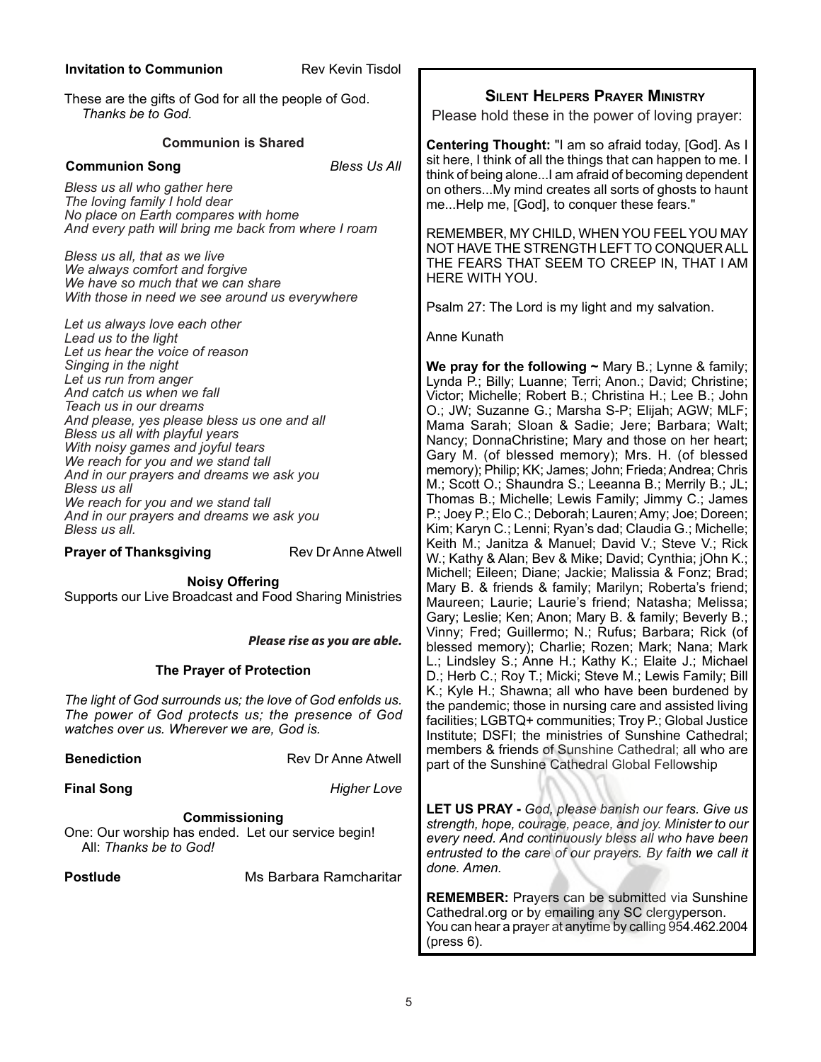**Invitation to Communion** Rev Kevin Tisdol

These are the gifts of God for all the people of God.
*Thanks be to God.*

**Communion is Shared**

**Communion Song** *Bless Us All*

*Bless us all who gather here*
*The loving family I hold dear*
*No place on Earth compares with home*
*And every path will bring me back from where I roam*

*Bless us all, that as we live*
*We always comfort and forgive*
*We have so much that we can share*
*With those in need we see around us everywhere*

*Let us always love each other*
*Lead us to the light*
*Let us hear the voice of reason*
*Singing in the night*
*Let us run from anger*
*And catch us when we fall*
*Teach us in our dreams*
*And please, yes please bless us one and all*
*Bless us all with playful years*
*With noisy games and joyful tears*
*We reach for you and we stand tall*
*And in our prayers and dreams we ask you*
*Bless us all*
*We reach for you and we stand tall*
*And in our prayers and dreams we ask you*
*Bless us all.*

**Prayer of Thanksgiving** Rev Dr Anne Atwell

**Noisy Offering**
Supports our Live Broadcast and Food Sharing Ministries

***Please rise as you are able.***

**The Prayer of Protection**

*The light of God surrounds us; the love of God enfolds us. The power of God protects us; the presence of God watches over us. Wherever we are, God is.*

**Benediction** Rev Dr Anne Atwell

**Final Song** *Higher Love*

**Commissioning**
One: Our worship has ended. Let our service begin!
All: *Thanks be to God!*

**Postlude** Ms Barbara Ramcharitar

## Silent Helpers Prayer Ministry

Please hold these in the power of loving prayer:

**Centering Thought:** "I am so afraid today, [God]. As I sit here, I think of all the things that can happen to me. I think of being alone...I am afraid of becoming dependent on others...My mind creates all sorts of ghosts to haunt me...Help me, [God], to conquer these fears."

REMEMBER, MY CHILD, WHEN YOU FEEL YOU MAY NOT HAVE THE STRENGTH LEFT TO CONQUER ALL THE FEARS THAT SEEM TO CREEP IN, THAT I AM HERE WITH YOU.

Psalm 27: The Lord is my light and my salvation.

Anne Kunath

**We pray for the following ~** Mary B.; Lynne & family; Lynda P.; Billy; Luanne; Terri; Anon.; David; Christine; Victor; Michelle; Robert B.; Christina H.; Lee B.; John O.; JW; Suzanne G.; Marsha S-P; Elijah; AGW; MLF; Mama Sarah; Sloan & Sadie; Jere; Barbara; Walt; Nancy; DonnaChristine; Mary and those on her heart; Gary M. (of blessed memory); Mrs. H. (of blessed memory); Philip; KK; James; John; Frieda; Andrea; Chris M.; Scott O.; Shaundra S.; Leeanna B.; Merrily B.; JL; Thomas B.; Michelle; Lewis Family; Jimmy C.; James P.; Joey P.; Elo C.; Deborah; Lauren; Amy; Joe; Doreen; Kim; Karyn C.; Lenni; Ryan's dad; Claudia G.; Michelle; Keith M.; Janitza & Manuel; David V.; Steve V.; Rick W.; Kathy & Alan; Bev & Mike; David; Cynthia; jOhn K.; Michell; Eileen; Diane; Jackie; Malissia & Fonz; Brad; Mary B. & friends & family; Marilyn; Roberta's friend; Maureen; Laurie; Laurie's friend; Natasha; Melissa; Gary; Leslie; Ken; Anon; Mary B. & family; Beverly B.; Vinny; Fred; Guillermo; N.; Rufus; Barbara; Rick (of blessed memory); Charlie; Rozen; Mark; Nana; Mark L.; Lindsley S.; Anne H.; Kathy K.; Elaite J.; Michael D.; Herb C.; Roy T.; Micki; Steve M.; Lewis Family; Bill K.; Kyle H.; Shawna; all who have been burdened by the pandemic; those in nursing care and assisted living facilities; LGBTQ+ communities; Troy P.; Global Justice Institute; DSFI; the ministries of Sunshine Cathedral; members & friends of Sunshine Cathedral; all who are part of the Sunshine Cathedral Global Fellowship

**LET US PRAY -** *God, please banish our fears. Give us strength, hope, courage, peace, and joy. Minister to our every need. And continuously bless all who have been entrusted to the care of our prayers. By faith we call it done. Amen.*

**REMEMBER:** Prayers can be submitted via Sunshine Cathedral.org or by emailing any SC clergyperson. You can hear a prayer at anytime by calling 954.462.2004 (press 6).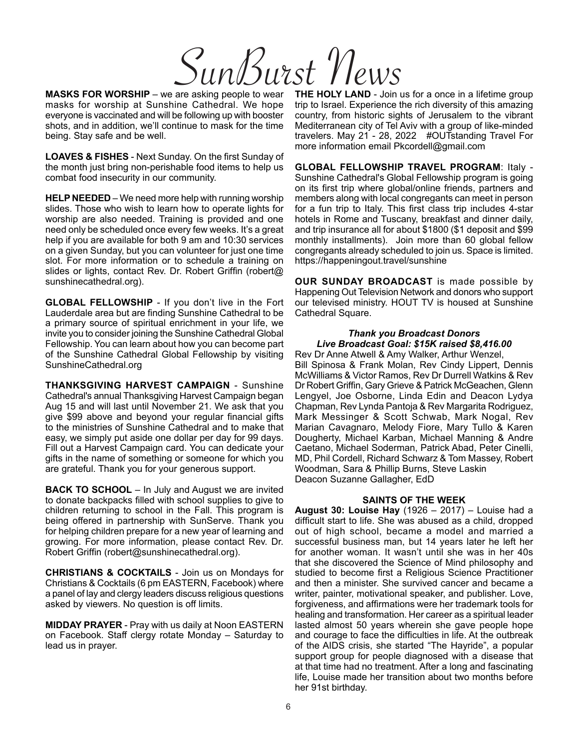# SunBurst News

**MASKS FOR WORSHIP** – we are asking people to wear masks for worship at Sunshine Cathedral. We hope everyone is vaccinated and will be following up with booster shots, and in addition, we'll continue to mask for the time being. Stay safe and be well.

**LOAVES & FISHES** - Next Sunday. On the first Sunday of the month just bring non-perishable food items to help us combat food insecurity in our community.

**HELP NEEDED** – We need more help with running worship slides. Those who wish to learn how to operate lights for worship are also needed. Training is provided and one need only be scheduled once every few weeks. It's a great help if you are available for both 9 am and 10:30 services on a given Sunday, but you can volunteer for just one time slot. For more information or to schedule a training on slides or lights, contact Rev. Dr. Robert Griffin (robert@sunshinecathedral.org).

**GLOBAL FELLOWSHIP** - If you don't live in the Fort Lauderdale area but are finding Sunshine Cathedral to be a primary source of spiritual enrichment in your life, we invite you to consider joining the Sunshine Cathedral Global Fellowship. You can learn about how you can become part of the Sunshine Cathedral Global Fellowship by visiting SunshineCathedral.org

**THANKSGIVING HARVEST CAMPAIGN** - Sunshine Cathedral's annual Thanksgiving Harvest Campaign began Aug 15 and will last until November 21. We ask that you give $99 above and beyond your regular financial gifts to the ministries of Sunshine Cathedral and to make that easy, we simply put aside one dollar per day for 99 days. Fill out a Harvest Campaign card. You can dedicate your gifts in the name of something or someone for which you are grateful. Thank you for your generous support.

**BACK TO SCHOOL** – In July and August we are invited to donate backpacks filled with school supplies to give to children returning to school in the Fall. This program is being offered in partnership with SunServe. Thank you for helping children prepare for a new year of learning and growing. For more information, please contact Rev. Dr. Robert Griffin (robert@sunshinecathedral.org).

**CHRISTIANS & COCKTAILS** - Join us on Mondays for Christians & Cocktails (6 pm EASTERN, Facebook) where a panel of lay and clergy leaders discuss religious questions asked by viewers. No question is off limits.

**MIDDAY PRAYER** - Pray with us daily at Noon EASTERN on Facebook. Staff clergy rotate Monday – Saturday to lead us in prayer.

**THE HOLY LAND** - Join us for a once in a lifetime group trip to Israel. Experience the rich diversity of this amazing country, from historic sights of Jerusalem to the vibrant Mediterranean city of Tel Aviv with a group of like-minded travelers. May 21 - 28, 2022 #OUTstanding Travel For more information email Pkcordell@gmail.com

**GLOBAL FELLOWSHIP TRAVEL PROGRAM**: Italy - Sunshine Cathedral's Global Fellowship program is going on its first trip where global/online friends, partners and members along with local congregants can meet in person for a fun trip to Italy. This first class trip includes 4-star hotels in Rome and Tuscany, breakfast and dinner daily, and trip insurance all for about $1800 ($1 deposit and $99 monthly installments). Join more than 60 global fellow congregants already scheduled to join us. Space is limited. https://happeningout.travel/sunshine

**OUR SUNDAY BROADCAST** is made possible by Happening Out Television Network and donors who support our televised ministry. HOUT TV is housed at Sunshine Cathedral Square.

***Thank you Broadcast Donors***
***Live Broadcast Goal: $15K raised $8,416.00***

Rev Dr Anne Atwell & Amy Walker, Arthur Wenzel, Bill Spinosa & Frank Molan, Rev Cindy Lippert, Dennis McWilliams & Victor Ramos, Rev Dr Durrell Watkins & Rev Dr Robert Griffin, Gary Grieve & Patrick McGeachen, Glenn Lengyel, Joe Osborne, Linda Edin and Deacon Lydya Chapman, Rev Lynda Pantoja & Rev Margarita Rodriguez, Mark Messinger & Scott Schwab, Mark Nogal, Rev Marian Cavagnaro, Melody Fiore, Mary Tullo & Karen Dougherty, Michael Karban, Michael Manning & Andre Caetano, Michael Soderman, Patrick Abad, Peter Cinelli, MD, Phil Cordell, Richard Schwarz & Tom Massey, Robert Woodman, Sara & Phillip Burns, Steve Laskin
Deacon Suzanne Gallagher, EdD

**SAINTS OF THE WEEK**

**August 30: Louise Hay** (1926 – 2017) – Louise had a difficult start to life. She was abused as a child, dropped out of high school, became a model and married a successful business man, but 14 years later he left her for another woman. It wasn't until she was in her 40s that she discovered the Science of Mind philosophy and studied to become first a Religious Science Practitioner and then a minister. She survived cancer and became a writer, painter, motivational speaker, and publisher. Love, forgiveness, and affirmations were her trademark tools for healing and transformation. Her career as a spiritual leader lasted almost 50 years wherein she gave people hope and courage to face the difficulties in life. At the outbreak of the AIDS crisis, she started "The Hayride", a popular support group for people diagnosed with a disease that at that time had no treatment. After a long and fascinating life, Louise made her transition about two months before her 91st birthday.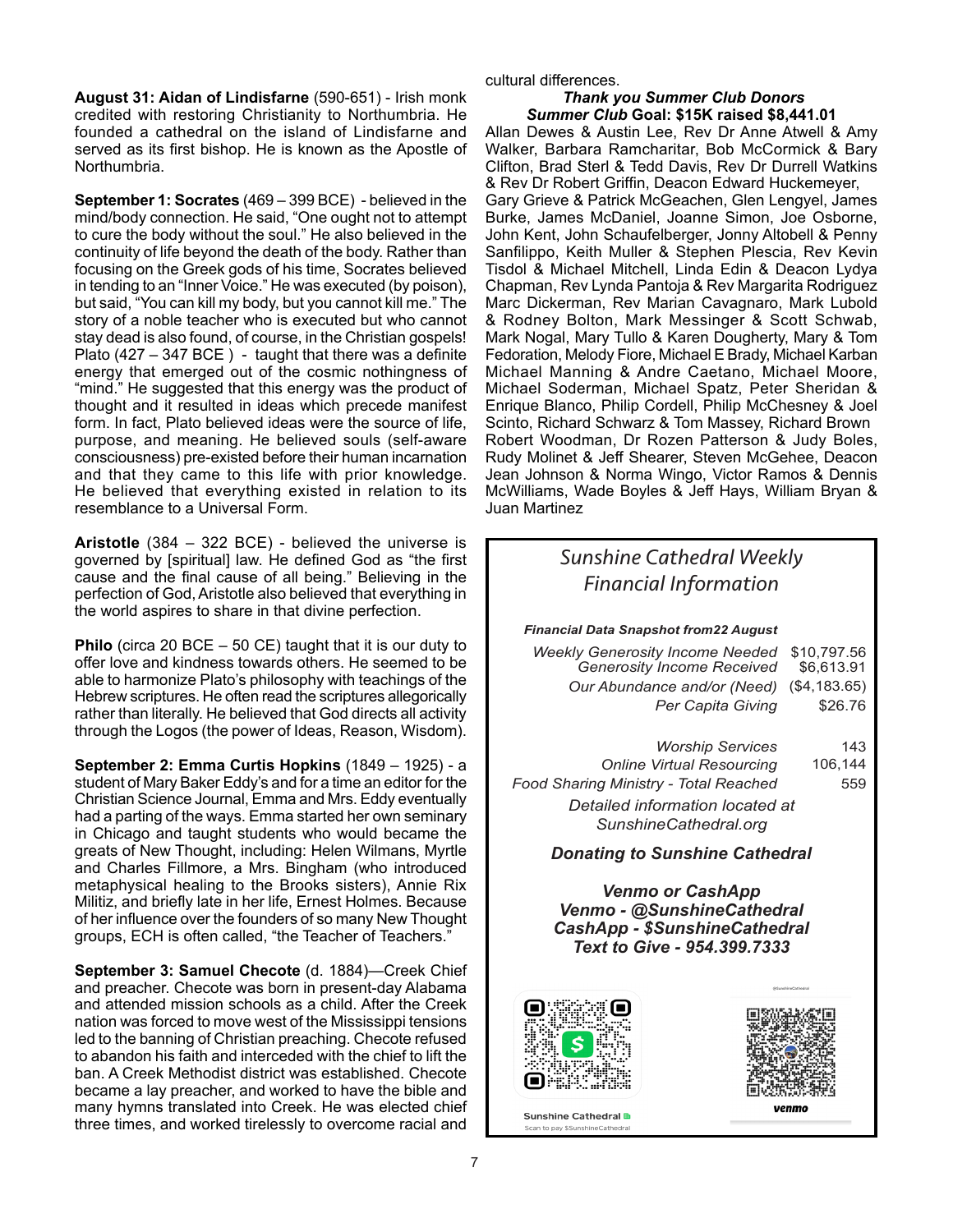**August 31: Aidan of Lindisfarne** (590-651) - Irish monk credited with restoring Christianity to Northumbria. He founded a cathedral on the island of Lindisfarne and served as its first bishop. He is known as the Apostle of Northumbria.

**September 1: Socrates** (469 – 399 BCE) - believed in the mind/body connection. He said, "One ought not to attempt to cure the body without the soul." He also believed in the continuity of life beyond the death of the body. Rather than focusing on the Greek gods of his time, Socrates believed in tending to an "Inner Voice." He was executed (by poison), but said, "You can kill my body, but you cannot kill me." The story of a noble teacher who is executed but who cannot stay dead is also found, of course, in the Christian gospels! Plato (427 – 347 BCE ) - taught that there was a definite energy that emerged out of the cosmic nothingness of "mind." He suggested that this energy was the product of thought and it resulted in ideas which precede manifest form. In fact, Plato believed ideas were the source of life, purpose, and meaning. He believed souls (self-aware consciousness) pre-existed before their human incarnation and that they came to this life with prior knowledge. He believed that everything existed in relation to its resemblance to a Universal Form.

**Aristotle** (384 – 322 BCE) - believed the universe is governed by [spiritual] law. He defined God as "the first cause and the final cause of all being." Believing in the perfection of God, Aristotle also believed that everything in the world aspires to share in that divine perfection.

**Philo** (circa 20 BCE – 50 CE) taught that it is our duty to offer love and kindness towards others. He seemed to be able to harmonize Plato's philosophy with teachings of the Hebrew scriptures. He often read the scriptures allegorically rather than literally. He believed that God directs all activity through the Logos (the power of Ideas, Reason, Wisdom).

**September 2: Emma Curtis Hopkins** (1849 – 1925) - a student of Mary Baker Eddy's and for a time an editor for the Christian Science Journal, Emma and Mrs. Eddy eventually had a parting of the ways. Emma started her own seminary in Chicago and taught students who would became the greats of New Thought, including: Helen Wilmans, Myrtle and Charles Fillmore, a Mrs. Bingham (who introduced metaphysical healing to the Brooks sisters), Annie Rix Militiz, and briefly late in her life, Ernest Holmes. Because of her influence over the founders of so many New Thought groups, ECH is often called, "the Teacher of Teachers."

**September 3: Samuel Checote** (d. 1884)—Creek Chief and preacher. Checote was born in present-day Alabama and attended mission schools as a child. After the Creek nation was forced to move west of the Mississippi tensions led to the banning of Christian preaching. Checote refused to abandon his faith and interceded with the chief to lift the ban. A Creek Methodist district was established. Checote became a lay preacher, and worked to have the bible and many hymns translated into Creek. He was elected chief three times, and worked tirelessly to overcome racial and cultural differences.

***Thank you Summer Club Donors***

***Summer Club* Goal: $15K raised $8,441.01**

Allan Dewes & Austin Lee, Rev Dr Anne Atwell & Amy Walker, Barbara Ramcharitar, Bob McCormick & Bary Clifton, Brad Sterl & Tedd Davis, Rev Dr Durrell Watkins & Rev Dr Robert Griffin, Deacon Edward Huckemeyer, Gary Grieve & Patrick McGeachen, Glen Lengyel, James Burke, James McDaniel, Joanne Simon, Joe Osborne, John Kent, John Schaufelberger, Jonny Altobell & Penny Sanfilippo, Keith Muller & Stephen Plescia, Rev Kevin Tisdol & Michael Mitchell, Linda Edin & Deacon Lydya Chapman, Rev Lynda Pantoja & Rev Margarita Rodriguez Marc Dickerman, Rev Marian Cavagnaro, Mark Lubold & Rodney Bolton, Mark Messinger & Scott Schwab, Mark Nogal, Mary Tullo & Karen Dougherty, Mary & Tom Fedoration, Melody Fiore, Michael E Brady, Michael Karban Michael Manning & Andre Caetano, Michael Moore, Michael Soderman, Michael Spatz, Peter Sheridan & Enrique Blanco, Philip Cordell, Philip McChesney & Joel Scinto, Richard Schwarz & Tom Massey, Richard Brown Robert Woodman, Dr Rozen Patterson & Judy Boles, Rudy Molinet & Jeff Shearer, Steven McGehee, Deacon Jean Johnson & Norma Wingo, Victor Ramos & Dennis McWilliams, Wade Boyles & Jeff Hays, William Bryan & Juan Martinez

## *Sunshine Cathedral Weekly Financial Information*

***Financial Data Snapshot from22 August***

| | |
|---|---|
| *Weekly Generosity Income Needed* | $10,797.56 |
| *Generosity Income Received* | $6,613.91 |
| *Our Abundance and/or (Need)* | ($4,183.65) |
| *Per Capita Giving* | $26.76 |
| *Worship Services* | 143 |
| *Online Virtual Resourcing* | 106,144 |
| *Food Sharing Ministry - Total Reached* | 559 |

*Detailed information located at SunshineCathedral.org*

***Donating to Sunshine Cathedral***

***Venmo or CashApp***
***Venmo - @SunshineCathedral***
***CashApp - $SunshineCathedral***
***Text to Give - 954.399.7333***

Sunshine Cathedral
Scan to pay $SunshineCathedral

@SunshineCathedral
venmo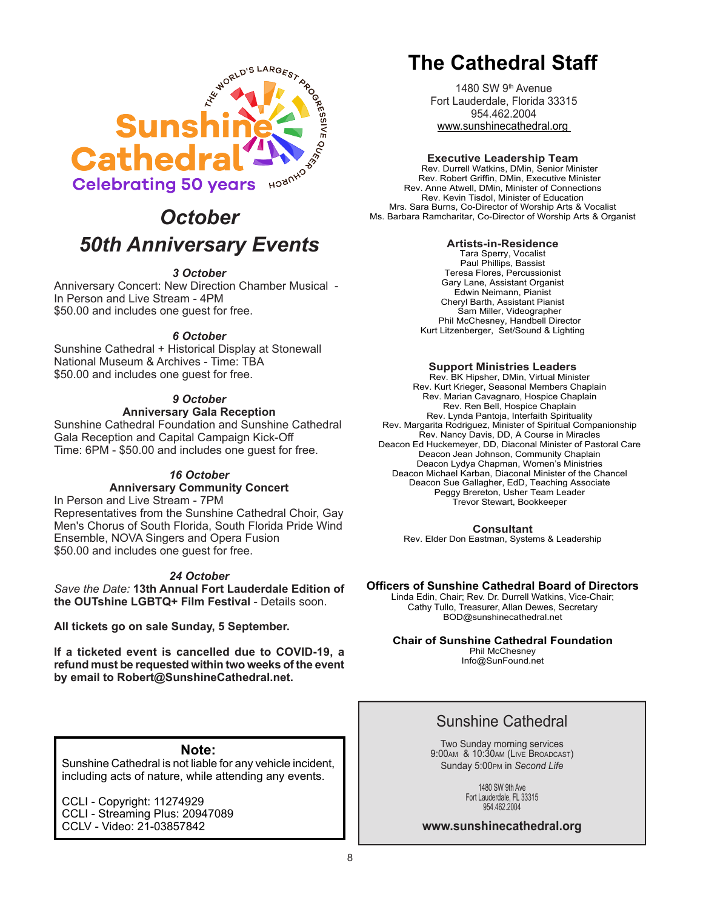Sunshine Cathedral

THE WORLD'S LARGEST PROGRESSIVE QUEER CHURCH

Celebrating 50 years

# *October*
# *50th Anniversary Events*

***3 October***

Anniversary Concert: New Direction Chamber Musical - In Person and Live Stream - 4PM
$50.00 and includes one guest for free.

***6 October***

Sunshine Cathedral + Historical Display at Stonewall National Museum & Archives - Time: TBA
$50.00 and includes one guest for free.

***9 October***

**Anniversary Gala Reception**

Sunshine Cathedral Foundation and Sunshine Cathedral Gala Reception and Capital Campaign Kick-Off
Time: 6PM - $50.00 and includes one guest for free.

***16 October***

**Anniversary Community Concert**

In Person and Live Stream - 7PM
Representatives from the Sunshine Cathedral Choir, Gay Men's Chorus of South Florida, South Florida Pride Wind Ensemble, NOVA Singers and Opera Fusion
$50.00 and includes one guest for free.

***24 October***

*Save the Date:* **13th Annual Fort Lauderdale Edition of the OUTshine LGBTQ+ Film Festival** - Details soon.

**All tickets go on sale Sunday, 5 September.**

**If a ticketed event is cancelled due to COVID-19, a refund must be requested within two weeks of the event by email to Robert@SunshineCathedral.net.**

**Note:**
Sunshine Cathedral is not liable for any vehicle incident, including acts of nature, while attending any events.

CCLI - Copyright: 11274929
CCLI - Streaming Plus: 20947089
CCLV - Video: 21-03857842

# The Cathedral Staff

1480 SW 9th Avenue
Fort Lauderdale, Florida 33315
954.462.2004
www.sunshinecathedral.org

### Executive Leadership Team

Rev. Durrell Watkins, DMin, Senior Minister
Rev. Robert Griffin, DMin, Executive Minister
Rev. Anne Atwell, DMin, Minister of Connections
Rev. Kevin Tisdol, Minister of Education
Mrs. Sara Burns, Co-Director of Worship Arts & Vocalist
Ms. Barbara Ramcharitar, Co-Director of Worship Arts & Organist

### Artists-in-Residence

Tara Sperry, Vocalist
Paul Phillips, Bassist
Teresa Flores, Percussionist
Gary Lane, Assistant Organist
Edwin Neimann, Pianist
Cheryl Barth, Assistant Pianist
Sam Miller, Videographer
Phil McChesney, Handbell Director
Kurt Litzenberger, Set/Sound & Lighting

### Support Ministries Leaders

Rev. BK Hipsher, DMin, Virtual Minister
Rev. Kurt Krieger, Seasonal Members Chaplain
Rev. Marian Cavagnaro, Hospice Chaplain
Rev. Ren Bell, Hospice Chaplain
Rev. Lynda Pantoja, Interfaith Spirituality
Rev. Margarita Rodriguez, Minister of Spiritual Companionship
Rev. Nancy Davis, DD, A Course in Miracles
Deacon Ed Huckemeyer, DD, Diaconal Minister of Pastoral Care
Deacon Jean Johnson, Community Chaplain
Deacon Lydya Chapman, Women's Ministries
Deacon Michael Karban, Diaconal Minister of the Chancel
Deacon Sue Gallagher, EdD, Teaching Associate
Peggy Brereton, Usher Team Leader
Trevor Stewart, Bookkeeper

### Consultant

Rev. Elder Don Eastman, Systems & Leadership

### Officers of Sunshine Cathedral Board of Directors

Linda Edin, Chair; Rev. Dr. Durrell Watkins, Vice-Chair;
Cathy Tullo, Treasurer, Allan Dewes, Secretary
BOD@sunshinecathedral.net

### Chair of Sunshine Cathedral Foundation

Phil McChesney
Info@SunFound.net

## Sunshine Cathedral

Two Sunday morning services
9:00AM & 10:30AM (LIVE BROADCAST)
Sunday 5:00PM in *Second Life*

1480 SW 9th Ave
Fort Lauderdale, FL 33315
954.462.2004

**www.sunshinecathedral.org**